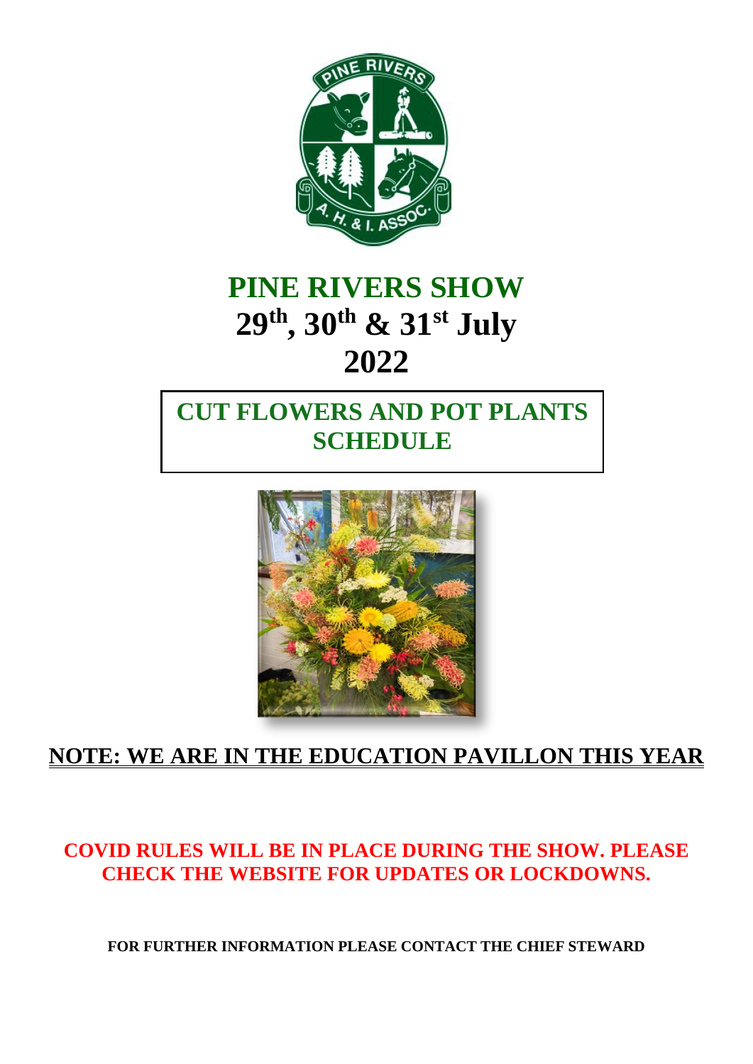# PINE RIVERS SHOW

## 29th, 30th & 31st July 2022

## CUT FLOWERS AND POT PLANTS SCHEDULE

**NOTE: WE ARE IN THE EDUCATION PAVILLON THIS YEAR**

**COVID RULES WILL BE IN PLACE DURING THE SHOW. PLEASE CHECK THE WEBSITE FOR UPDATES OR LOCKDOWNS.**

**FOR FURTHER INFORMATION PLEASE CONTACT THE CHIEF STEWARD**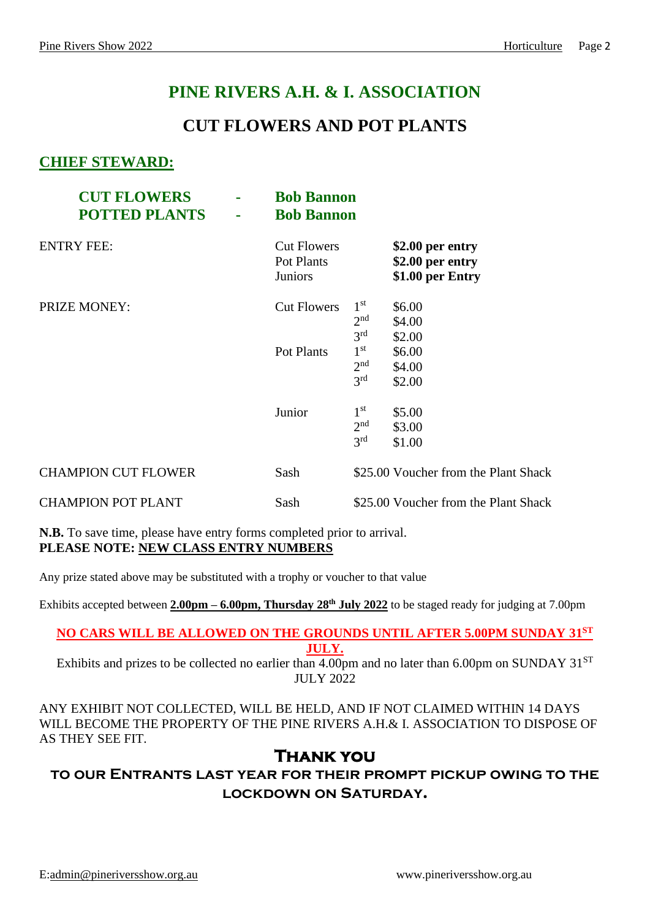# PINE RIVERS A.H. & I. ASSOCIATION

## CUT FLOWERS AND POT PLANTS

**CHIEF STEWARD:**

**CUT FLOWERS - Bob Bannon**
**POTTED PLANTS - Bob Bannon**

| | | | |
|---|---|---|---|
| ENTRY FEE: | Cut Flowers | | **\$2.00 per entry** |
| | Pot Plants | | **\$2.00 per entry** |
| | Juniors | | **\$1.00 per Entry** |
| PRIZE MONEY: | Cut Flowers | 1st | \$6.00 |
| | | 2nd | \$4.00 |
| | | 3rd | \$2.00 |
| | Pot Plants | 1st | \$6.00 |
| | | 2nd | \$4.00 |
| | | 3rd | \$2.00 |
| | Junior | 1st | \$5.00 |
| | | 2nd | \$3.00 |
| | | 3rd | \$1.00 |
| CHAMPION CUT FLOWER | Sash | \$25.00 Voucher from the Plant Shack | |
| CHAMPION POT PLANT | Sash | \$25.00 Voucher from the Plant Shack | |

**N.B.** To save time, please have entry forms completed prior to arrival.
**PLEASE NOTE: NEW CLASS ENTRY NUMBERS**

Any prize stated above may be substituted with a trophy or voucher to that value

Exhibits accepted between **2.00pm – 6.00pm, Thursday 28th July 2022** to be staged ready for judging at 7.00pm

**NO CARS WILL BE ALLOWED ON THE GROUNDS UNTIL AFTER 5.00PM SUNDAY 31ST JULY.**

Exhibits and prizes to be collected no earlier than 4.00pm and no later than 6.00pm on SUNDAY 31ST JULY 2022

ANY EXHIBIT NOT COLLECTED, WILL BE HELD, AND IF NOT CLAIMED WITHIN 14 DAYS WILL BECOME THE PROPERTY OF THE PINE RIVERS A.H.& I. ASSOCIATION TO DISPOSE OF AS THEY SEE FIT.

**THANK YOU**

**TO OUR ENTRANTS LAST YEAR FOR THEIR PROMPT PICKUP OWING TO THE LOCKDOWN ON SATURDAY.**

E:admin@pineriversshow.org.au www.pineriversshow.org.au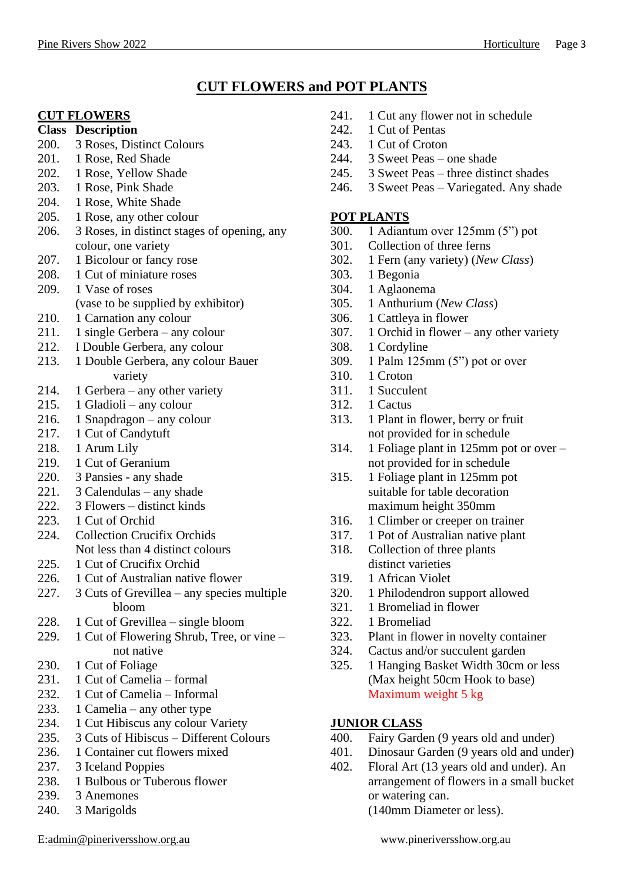# CUT FLOWERS and POT PLANTS

## CUT FLOWERS

| Class | Description |
|---|---|
| 200. | 3 Roses, Distinct Colours |
| 201. | 1 Rose, Red Shade |
| 202. | 1 Rose, Yellow Shade |
| 203. | 1 Rose, Pink Shade |
| 204. | 1 Rose, White Shade |
| 205. | 1 Rose, any other colour |
| 206. | 3 Roses, in distinct stages of opening, any colour, one variety |
| 207. | 1 Bicolour or fancy rose |
| 208. | 1 Cut of miniature roses |
| 209. | 1 Vase of roses (vase to be supplied by exhibitor) |
| 210. | 1 Carnation any colour |
| 211. | 1 single Gerbera – any colour |
| 212. | I Double Gerbera, any colour |
| 213. | 1 Double Gerbera, any colour Bauer variety |
| 214. | 1 Gerbera – any other variety |
| 215. | 1 Gladioli – any colour |
| 216. | 1 Snapdragon – any colour |
| 217. | 1 Cut of Candytuft |
| 218. | 1 Arum Lily |
| 219. | 1 Cut of Geranium |
| 220. | 3 Pansies - any shade |
| 221. | 3 Calendulas – any shade |
| 222. | 3 Flowers – distinct kinds |
| 223. | 1 Cut of Orchid |
| 224. | Collection Crucifix Orchids Not less than 4 distinct colours |
| 225. | 1 Cut of Crucifix Orchid |
| 226. | 1 Cut of Australian native flower |
| 227. | 3 Cuts of Grevillea – any species multiple bloom |
| 228. | 1 Cut of Grevillea – single bloom |
| 229. | 1 Cut of Flowering Shrub, Tree, or vine – not native |
| 230. | 1 Cut of Foliage |
| 231. | 1 Cut of Camelia – formal |
| 232. | 1 Cut of Camelia – Informal |
| 233. | 1 Camelia – any other type |
| 234. | 1 Cut Hibiscus any colour Variety |
| 235. | 3 Cuts of Hibiscus – Different Colours |
| 236. | 1 Container cut flowers mixed |
| 237. | 3 Iceland Poppies |
| 238. | 1 Bulbous or Tuberous flower |
| 239. | 3 Anemones |
| 240. | 3 Marigolds |
| 241. | 1 Cut any flower not in schedule |
| 242. | 1 Cut of Pentas |
| 243. | 1 Cut of Croton |
| 244. | 3 Sweet Peas – one shade |
| 245. | 3 Sweet Peas – three distinct shades |
| 246. | 3 Sweet Peas – Variegated. Any shade |

## POT PLANTS

| Class | Description |
|---|---|
| 300. | 1 Adiantum over 125mm (5”) pot |
| 301. | Collection of three ferns |
| 302. | 1 Fern (any variety) (*New Class*) |
| 303. | 1 Begonia |
| 304. | 1 Aglaonema |
| 305. | 1 Anthurium (*New Class*) |
| 306. | 1 Cattleya in flower |
| 307. | 1 Orchid in flower – any other variety |
| 308. | 1 Cordyline |
| 309. | 1 Palm 125mm (5”) pot or over |
| 310. | 1 Croton |
| 311. | 1 Succulent |
| 312. | 1 Cactus |
| 313. | 1 Plant in flower, berry or fruit not provided for in schedule |
| 314. | 1 Foliage plant in 125mm pot or over – not provided for in schedule |
| 315. | 1 Foliage plant in 125mm pot suitable for table decoration maximum height 350mm |
| 316. | 1 Climber or creeper on trainer |
| 317. | 1 Pot of Australian native plant |
| 318. | Collection of three plants distinct varieties |
| 319. | 1 African Violet |
| 320. | 1 Philodendron support allowed |
| 321. | 1 Bromeliad in flower |
| 322. | 1 Bromeliad |
| 323. | Plant in flower in novelty container |
| 324. | Cactus and/or succulent garden |
| 325. | 1 Hanging Basket Width 30cm or less (Max height 50cm Hook to base) Maximum weight 5 kg |

## JUNIOR CLASS

| Class | Description |
|---|---|
| 400. | Fairy Garden (9 years old and under) |
| 401. | Dinosaur Garden (9 years old and under) |
| 402. | Floral Art (13 years old and under). An arrangement of flowers in a small bucket or watering can. (140mm Diameter or less). |

E:admin@pineriversshow.org.au www.pineriversshow.org.au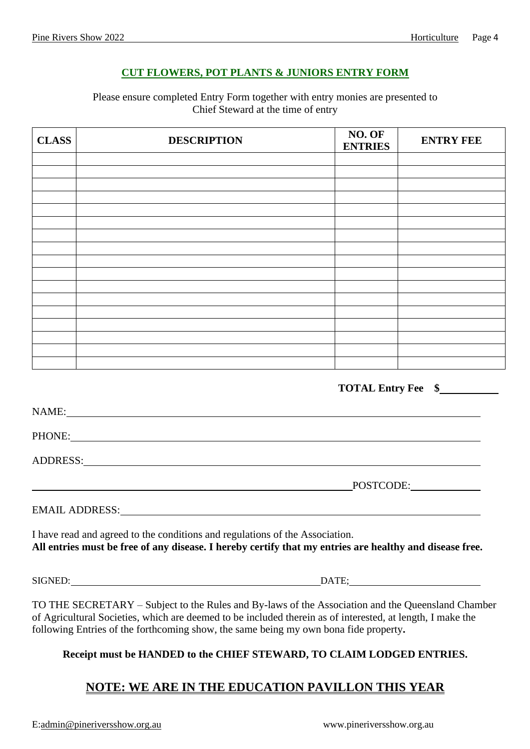## CUT FLOWERS, POT PLANTS & JUNIORS ENTRY FORM

Please ensure completed Entry Form together with entry monies are presented to Chief Steward at the time of entry

| CLASS | DESCRIPTION | NO. OF ENTRIES | ENTRY FEE |
|---|---|---|---|
| | | | |
| | | | |
| | | | |
| | | | |
| | | | |
| | | | |
| | | | |
| | | | |
| | | | |
| | | | |
| | | | |
| | | | |
| | | | |
| | | | |
| | | | |
| | | | |
| | | | |

**TOTAL Entry Fee $\_\_\_\_\_\_\_\_\_\_**

NAME: \_\_\_\_\_\_\_\_\_\_\_\_\_\_\_\_\_\_\_\_\_\_\_\_\_\_\_\_\_\_\_\_\_\_\_\_\_\_\_\_

PHONE: \_\_\_\_\_\_\_\_\_\_\_\_\_\_\_\_\_\_\_\_\_\_\_\_\_\_\_\_\_\_\_\_\_\_\_\_\_\_\_\_

ADDRESS: \_\_\_\_\_\_\_\_\_\_\_\_\_\_\_\_\_\_\_\_\_\_\_\_\_\_\_\_\_\_\_\_\_\_\_\_\_\_\_\_

\_\_\_\_\_\_\_\_\_\_\_\_\_\_\_\_\_\_\_\_\_\_\_\_\_\_\_\_\_\_\_\_ POSTCODE: \_\_\_\_\_\_\_\_\_\_

EMAIL ADDRESS: \_\_\_\_\_\_\_\_\_\_\_\_\_\_\_\_\_\_\_\_\_\_\_\_\_\_\_\_\_\_\_\_\_\_\_\_\_\_\_\_

I have read and agreed to the conditions and regulations of the Association.
**All entries must be free of any disease. I hereby certify that my entries are healthy and disease free.**

SIGNED: \_\_\_\_\_\_\_\_\_\_\_\_\_\_\_\_\_\_\_\_\_\_\_\_\_\_\_\_ DATE; \_\_\_\_\_\_\_\_\_\_\_\_\_\_\_\_\_\_\_\_

TO THE SECRETARY – Subject to the Rules and By-laws of the Association and the Queensland Chamber of Agricultural Societies, which are deemed to be included therein as of interested, at length, I make the following Entries of the forthcoming show, the same being my own bona fide property**.**

**Receipt must be HANDED to the CHIEF STEWARD, TO CLAIM LODGED ENTRIES.**

## NOTE: WE ARE IN THE EDUCATION PAVILLON THIS YEAR

E:admin@pineriversshow.org.au www.pineriversshow.org.au